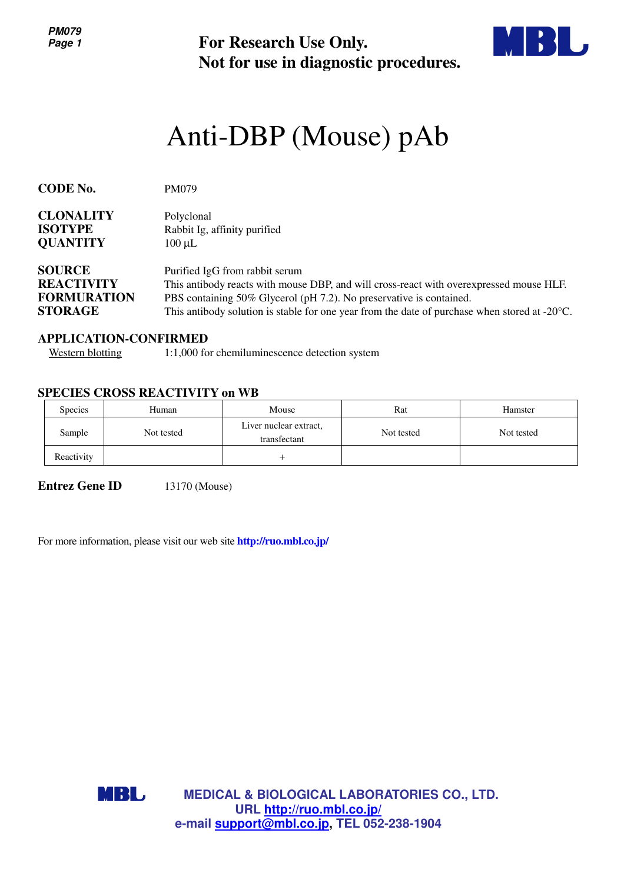For Research Use Only.
Not for use in diagnostic procedures.

# Anti-DBP (Mouse) pAb

**CODE No.** PM079

**CLONALITY** Polyclonal
**ISOTYPE** Rabbit Ig, affinity purified
**QUANTITY** 100 µL

**SOURCE** Purified IgG from rabbit serum
**REACTIVITY** This antibody reacts with mouse DBP, and will cross-react with overexpressed mouse HLF.
**FORMURATION** PBS containing 50% Glycerol (pH 7.2). No preservative is contained.
**STORAGE** This antibody solution is stable for one year from the date of purchase when stored at -20°C.

## APPLICATION-CONFIRMED

Western blotting 1:1,000 for chemiluminescence detection system

## SPECIES CROSS REACTIVITY on WB

| Species | Human | Mouse | Rat | Hamster |
|---|---|---|---|---|
| Sample | Not tested | Liver nuclear extract, transfectant | Not tested | Not tested |
| Reactivity | | + | | |

**Entrez Gene ID** 13170 (Mouse)

For more information, please visit our web site **http://ruo.mbl.co.jp/**

**MEDICAL & BIOLOGICAL LABORATORIES CO., LTD.**
**URL http://ruo.mbl.co.jp/**
**e-mail support@mbl.co.jp, TEL 052-238-1904**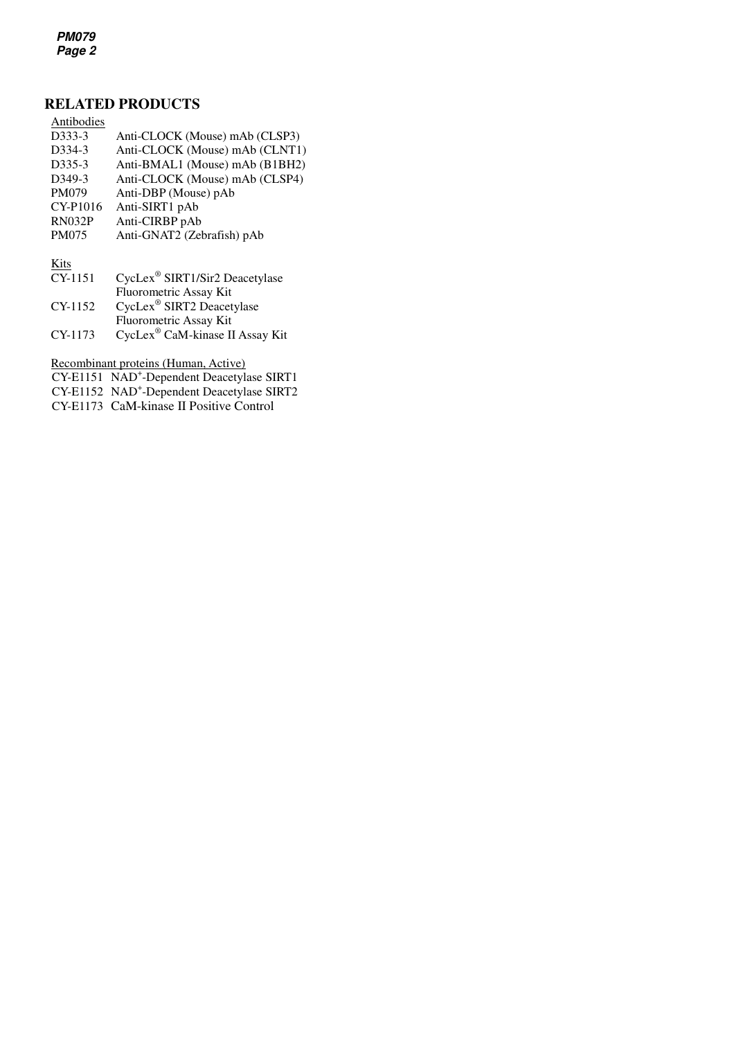## RELATED PRODUCTS

Antibodies

| | |
|---|---|
| D333-3 | Anti-CLOCK (Mouse) mAb (CLSP3) |
| D334-3 | Anti-CLOCK (Mouse) mAb (CLNT1) |
| D335-3 | Anti-BMAL1 (Mouse) mAb (B1BH2) |
| D349-3 | Anti-CLOCK (Mouse) mAb (CLSP4) |
| PM079 | Anti-DBP (Mouse) pAb |
| CY-P1016 | Anti-SIRT1 pAb |
| RN032P | Anti-CIRBP pAb |
| PM075 | Anti-GNAT2 (Zebrafish) pAb |

Kits

| | |
|---|---|
| CY-1151 | CycLex® SIRT1/Sir2 Deacetylase Fluorometric Assay Kit |
| CY-1152 | CycLex® SIRT2 Deacetylase Fluorometric Assay Kit |
| CY-1173 | CycLex® CaM-kinase II Assay Kit |

Recombinant proteins (Human, Active)

| | |
|---|---|
| CY-E1151 | NAD$^+$-Dependent Deacetylase SIRT1 |
| CY-E1152 | NAD$^+$-Dependent Deacetylase SIRT2 |
| CY-E1173 | CaM-kinase II Positive Control |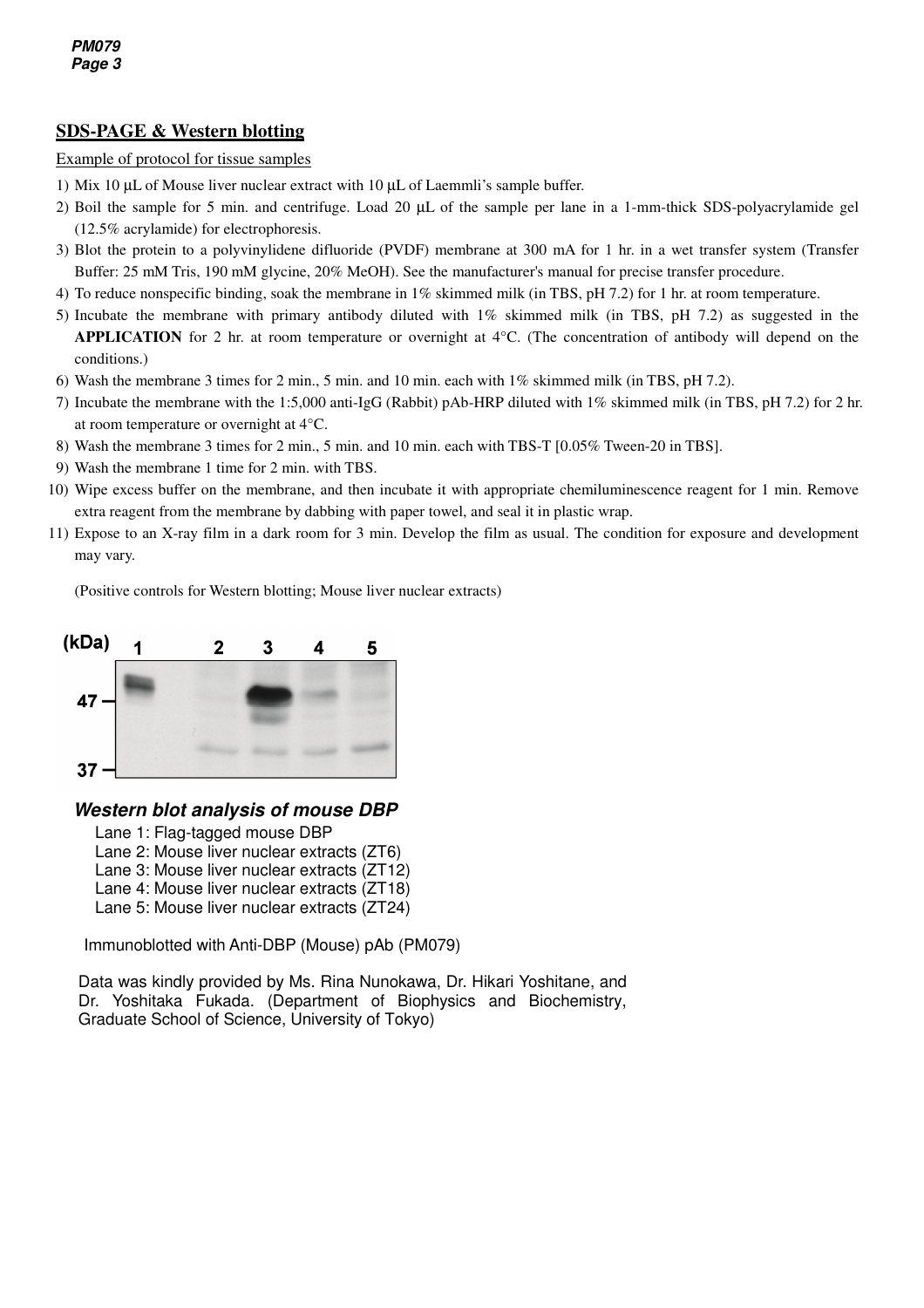## SDS-PAGE & Western blotting

Example of protocol for tissue samples

1) Mix 10 µL of Mouse liver nuclear extract with 10 µL of Laemmli's sample buffer.
2) Boil the sample for 5 min. and centrifuge. Load 20 µL of the sample per lane in a 1-mm-thick SDS-polyacrylamide gel (12.5% acrylamide) for electrophoresis.
3) Blot the protein to a polyvinylidene difluoride (PVDF) membrane at 300 mA for 1 hr. in a wet transfer system (Transfer Buffer: 25 mM Tris, 190 mM glycine, 20% MeOH). See the manufacturer's manual for precise transfer procedure.
4) To reduce nonspecific binding, soak the membrane in 1% skimmed milk (in TBS, pH 7.2) for 1 hr. at room temperature.
5) Incubate the membrane with primary antibody diluted with 1% skimmed milk (in TBS, pH 7.2) as suggested in the **APPLICATION** for 2 hr. at room temperature or overnight at 4°C. (The concentration of antibody will depend on the conditions.)
6) Wash the membrane 3 times for 2 min., 5 min. and 10 min. each with 1% skimmed milk (in TBS, pH 7.2).
7) Incubate the membrane with the 1:5,000 anti-IgG (Rabbit) pAb-HRP diluted with 1% skimmed milk (in TBS, pH 7.2) for 2 hr. at room temperature or overnight at 4°C.
8) Wash the membrane 3 times for 2 min., 5 min. and 10 min. each with TBS-T [0.05% Tween-20 in TBS].
9) Wash the membrane 1 time for 2 min. with TBS.
10) Wipe excess buffer on the membrane, and then incubate it with appropriate chemiluminescence reagent for 1 min. Remove extra reagent from the membrane by dabbing with paper towel, and seal it in plastic wrap.
11) Expose to an X-ray film in a dark room for 3 min. Develop the film as usual. The condition for exposure and development may vary.

(Positive controls for Western blotting; Mouse liver nuclear extracts)

***Western blot analysis of mouse DBP***

Lane 1: Flag-tagged mouse DBP
Lane 2: Mouse liver nuclear extracts (ZT6)
Lane 3: Mouse liver nuclear extracts (ZT12)
Lane 4: Mouse liver nuclear extracts (ZT18)
Lane 5: Mouse liver nuclear extracts (ZT24)

Immunoblotted with Anti-DBP (Mouse) pAb (PM079)

Data was kindly provided by Ms. Rina Nunokawa, Dr. Hikari Yoshitane, and Dr. Yoshitaka Fukada. (Department of Biophysics and Biochemistry, Graduate School of Science, University of Tokyo)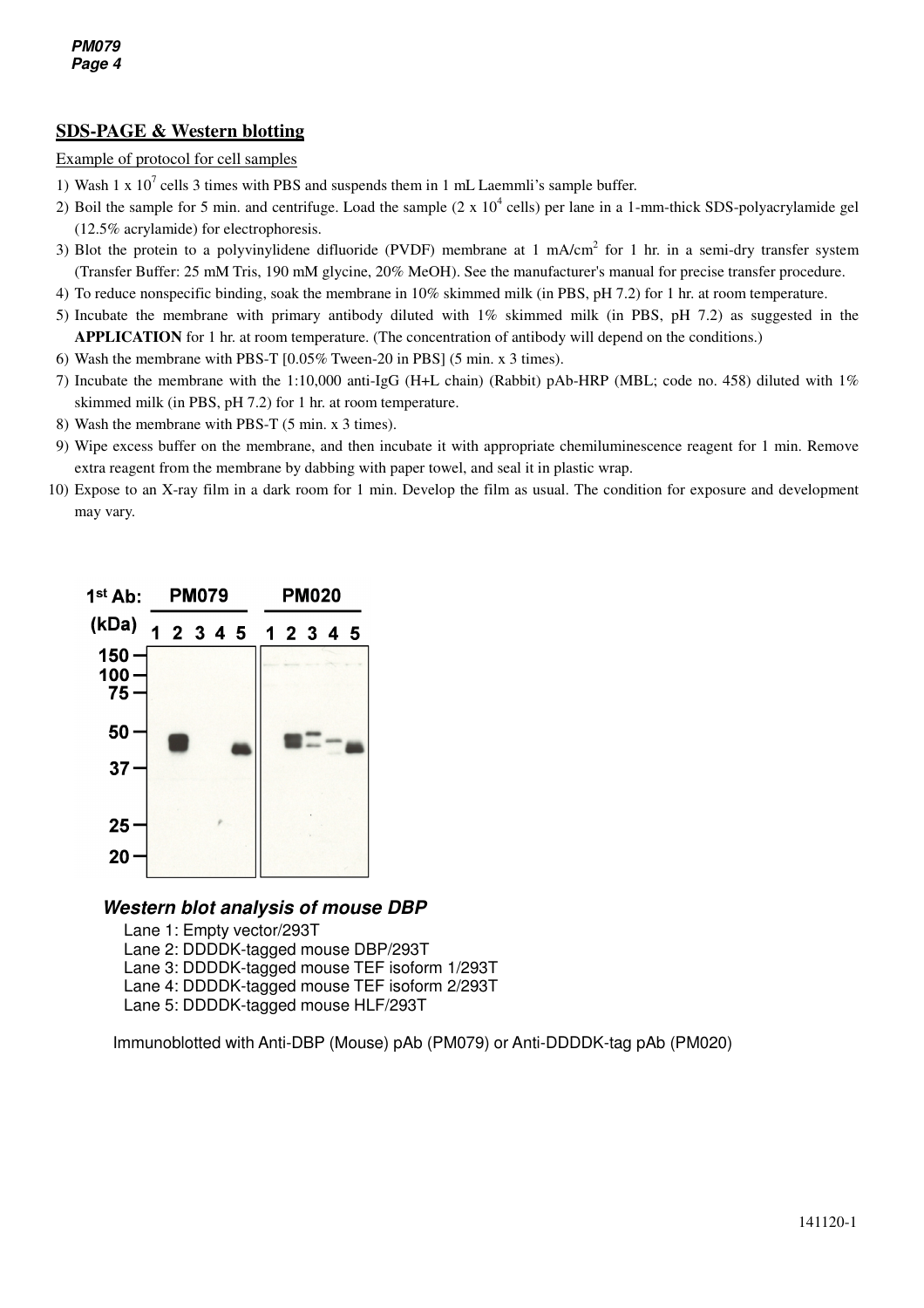## SDS-PAGE & Western blotting

Example of protocol for cell samples

1) Wash 1 x $10^7$ cells 3 times with PBS and suspends them in 1 mL Laemmli's sample buffer.
2) Boil the sample for 5 min. and centrifuge. Load the sample (2 x $10^4$ cells) per lane in a 1-mm-thick SDS-polyacrylamide gel (12.5% acrylamide) for electrophoresis.
3) Blot the protein to a polyvinylidene difluoride (PVDF) membrane at 1 mA/$cm^2$ for 1 hr. in a semi-dry transfer system (Transfer Buffer: 25 mM Tris, 190 mM glycine, 20% MeOH). See the manufacturer's manual for precise transfer procedure.
4) To reduce nonspecific binding, soak the membrane in 10% skimmed milk (in PBS, pH 7.2) for 1 hr. at room temperature.
5) Incubate the membrane with primary antibody diluted with 1% skimmed milk (in PBS, pH 7.2) as suggested in the **APPLICATION** for 1 hr. at room temperature. (The concentration of antibody will depend on the conditions.)
6) Wash the membrane with PBS-T [0.05% Tween-20 in PBS] (5 min. x 3 times).
7) Incubate the membrane with the 1:10,000 anti-IgG (H+L chain) (Rabbit) pAb-HRP (MBL; code no. 458) diluted with 1% skimmed milk (in PBS, pH 7.2) for 1 hr. at room temperature.
8) Wash the membrane with PBS-T (5 min. x 3 times).
9) Wipe excess buffer on the membrane, and then incubate it with appropriate chemiluminescence reagent for 1 min. Remove extra reagent from the membrane by dabbing with paper towel, and seal it in plastic wrap.
10) Expose to an X-ray film in a dark room for 1 min. Develop the film as usual. The condition for exposure and development may vary.

1st Ab: PM079 PM020
(kDa) 1 2 3 4 5 1 2 3 4 5
150
100
75
50
37
25
20

***Western blot analysis of mouse DBP***

Lane 1: Empty vector/293T
Lane 2: DDDDK-tagged mouse DBP/293T
Lane 3: DDDDK-tagged mouse TEF isoform 1/293T
Lane 4: DDDDK-tagged mouse TEF isoform 2/293T
Lane 5: DDDDK-tagged mouse HLF/293T

Immunoblotted with Anti-DBP (Mouse) pAb (PM079) or Anti-DDDDK-tag pAb (PM020)